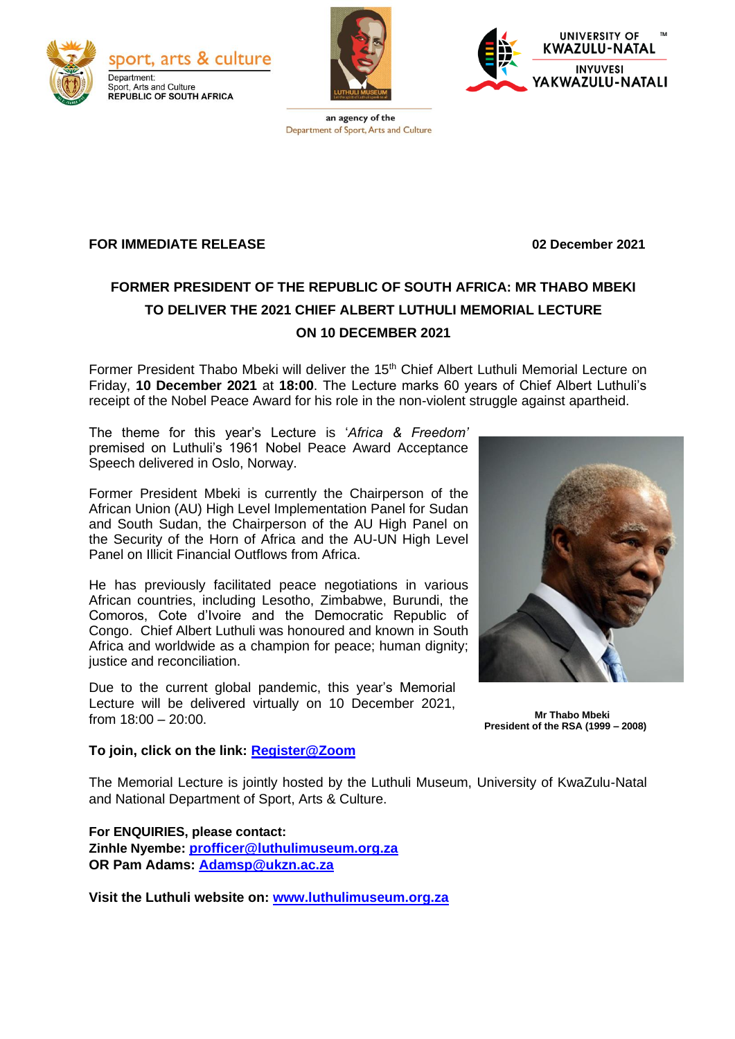sport, arts & culture

Department:
Sport, Arts and Culture
REPUBLIC OF SOUTH AFRICA

an agency of the
Department of Sport, Arts and Culture

UNIVERSITY OF KWAZULU-NATAL
INYUVESI YAKWAZULU-NATALI

**FOR IMMEDIATE RELEASE** **02 December 2021**

## FORMER PRESIDENT OF THE REPUBLIC OF SOUTH AFRICA: MR THABO MBEKI TO DELIVER THE 2021 CHIEF ALBERT LUTHULI MEMORIAL LECTURE ON 10 DECEMBER 2021

Former President Thabo Mbeki will deliver the 15th Chief Albert Luthuli Memorial Lecture on Friday, **10 December 2021** at **18:00**. The Lecture marks 60 years of Chief Albert Luthuli's receipt of the Nobel Peace Award for his role in the non-violent struggle against apartheid.

The theme for this year's Lecture is '*Africa & Freedom*' premised on Luthuli's 1961 Nobel Peace Award Acceptance Speech delivered in Oslo, Norway.

Former President Mbeki is currently the Chairperson of the African Union (AU) High Level Implementation Panel for Sudan and South Sudan, the Chairperson of the AU High Panel on the Security of the Horn of Africa and the AU-UN High Level Panel on Illicit Financial Outflows from Africa.

He has previously facilitated peace negotiations in various African countries, including Lesotho, Zimbabwe, Burundi, the Comoros, Cote d'Ivoire and the Democratic Republic of Congo. Chief Albert Luthuli was honoured and known in South Africa and worldwide as a champion for peace; human dignity; justice and reconciliation.

Due to the current global pandemic, this year's Memorial Lecture will be delivered virtually on 10 December 2021, from 18:00 – 20:00.

**Mr Thabo Mbeki**
**President of the RSA (1999 – 2008)**

**To join, click on the link: Register@Zoom**

The Memorial Lecture is jointly hosted by the Luthuli Museum, University of KwaZulu-Natal and National Department of Sport, Arts & Culture.

**For ENQUIRIES, please contact:**
**Zinhle Nyembe: profficer@luthulimuseum.org.za**
**OR Pam Adams: Adamsp@ukzn.ac.za**

**Visit the Luthuli website on: www.luthulimuseum.org.za**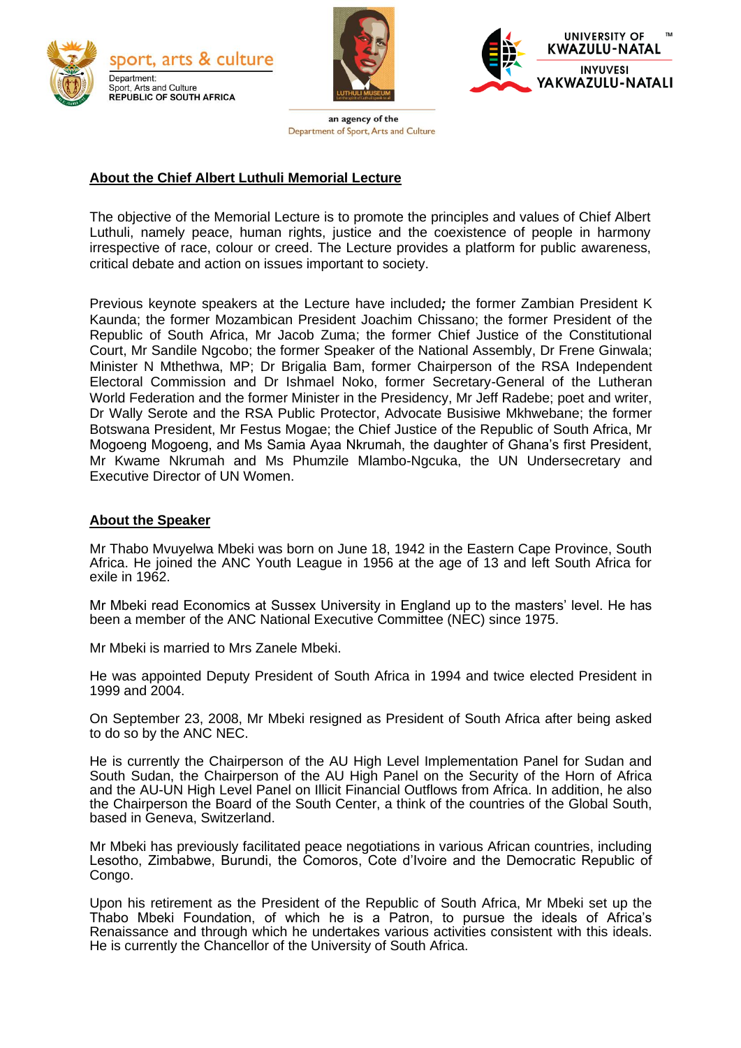sport, arts & culture

Department:
Sport, Arts and Culture
REPUBLIC OF SOUTH AFRICA

an agency of the
Department of Sport, Arts and Culture

UNIVERSITY OF KWAZULU-NATAL
INYUVESI YAKWAZULU-NATALI

## About the Chief Albert Luthuli Memorial Lecture

The objective of the Memorial Lecture is to promote the principles and values of Chief Albert Luthuli, namely peace, human rights, justice and the coexistence of people in harmony irrespective of race, colour or creed. The Lecture provides a platform for public awareness, critical debate and action on issues important to society.

Previous keynote speakers at the Lecture have included***;*** the former Zambian President K Kaunda; the former Mozambican President Joachim Chissano; the former President of the Republic of South Africa, Mr Jacob Zuma; the former Chief Justice of the Constitutional Court, Mr Sandile Ngcobo; the former Speaker of the National Assembly, Dr Frene Ginwala; Minister N Mthethwa, MP; Dr Brigalia Bam, former Chairperson of the RSA Independent Electoral Commission and Dr Ishmael Noko, former Secretary-General of the Lutheran World Federation and the former Minister in the Presidency, Mr Jeff Radebe; poet and writer, Dr Wally Serote and the RSA Public Protector, Advocate Busisiwe Mkhwebane; the former Botswana President, Mr Festus Mogae; the Chief Justice of the Republic of South Africa, Mr Mogoeng Mogoeng, and Ms Samia Ayaa Nkrumah, the daughter of Ghana's first President, Mr Kwame Nkrumah and Ms Phumzile Mlambo-Ngcuka, the UN Undersecretary and Executive Director of UN Women.

## About the Speaker

Mr Thabo Mvuyelwa Mbeki was born on June 18, 1942 in the Eastern Cape Province, South Africa. He joined the ANC Youth League in 1956 at the age of 13 and left South Africa for exile in 1962.

Mr Mbeki read Economics at Sussex University in England up to the masters' level. He has been a member of the ANC National Executive Committee (NEC) since 1975.

Mr Mbeki is married to Mrs Zanele Mbeki.

He was appointed Deputy President of South Africa in 1994 and twice elected President in 1999 and 2004.

On September 23, 2008, Mr Mbeki resigned as President of South Africa after being asked to do so by the ANC NEC.

He is currently the Chairperson of the AU High Level Implementation Panel for Sudan and South Sudan, the Chairperson of the AU High Panel on the Security of the Horn of Africa and the AU-UN High Level Panel on Illicit Financial Outflows from Africa. In addition, he also the Chairperson the Board of the South Center, a think of the countries of the Global South, based in Geneva, Switzerland.

Mr Mbeki has previously facilitated peace negotiations in various African countries, including Lesotho, Zimbabwe, Burundi, the Comoros, Cote d'Ivoire and the Democratic Republic of Congo.

Upon his retirement as the President of the Republic of South Africa, Mr Mbeki set up the Thabo Mbeki Foundation, of which he is a Patron, to pursue the ideals of Africa's Renaissance and through which he undertakes various activities consistent with this ideals. He is currently the Chancellor of the University of South Africa.